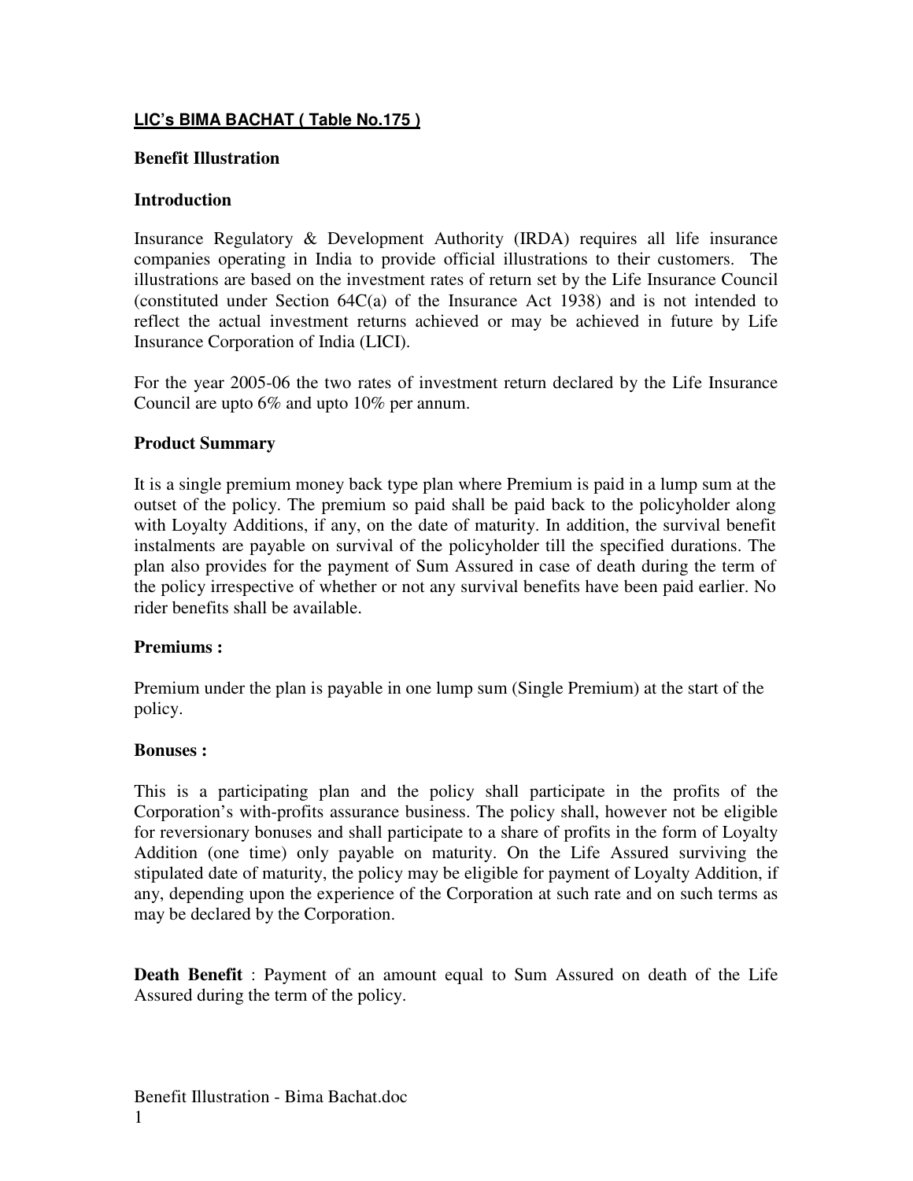# LIC's BIMA BACHAT ( Table No.175 )

## Benefit Illustration

### Introduction

Insurance Regulatory & Development Authority (IRDA) requires all life insurance companies operating in India to provide official illustrations to their customers. The illustrations are based on the investment rates of return set by the Life Insurance Council (constituted under Section 64C(a) of the Insurance Act 1938) and is not intended to reflect the actual investment returns achieved or may be achieved in future by Life Insurance Corporation of India (LICI).

For the year 2005-06 the two rates of investment return declared by the Life Insurance Council are upto 6% and upto 10% per annum.

### Product Summary

It is a single premium money back type plan where Premium is paid in a lump sum at the outset of the policy. The premium so paid shall be paid back to the policyholder along with Loyalty Additions, if any, on the date of maturity. In addition, the survival benefit instalments are payable on survival of the policyholder till the specified durations. The plan also provides for the payment of Sum Assured in case of death during the term of the policy irrespective of whether or not any survival benefits have been paid earlier. No rider benefits shall be available.

### Premiums :

Premium under the plan is payable in one lump sum (Single Premium) at the start of the policy.

### Bonuses :

This is a participating plan and the policy shall participate in the profits of the Corporation's with-profits assurance business. The policy shall, however not be eligible for reversionary bonuses and shall participate to a share of profits in the form of Loyalty Addition (one time) only payable on maturity. On the Life Assured surviving the stipulated date of maturity, the policy may be eligible for payment of Loyalty Addition, if any, depending upon the experience of the Corporation at such rate and on such terms as may be declared by the Corporation.

**Death Benefit** : Payment of an amount equal to Sum Assured on death of the Life Assured during the term of the policy.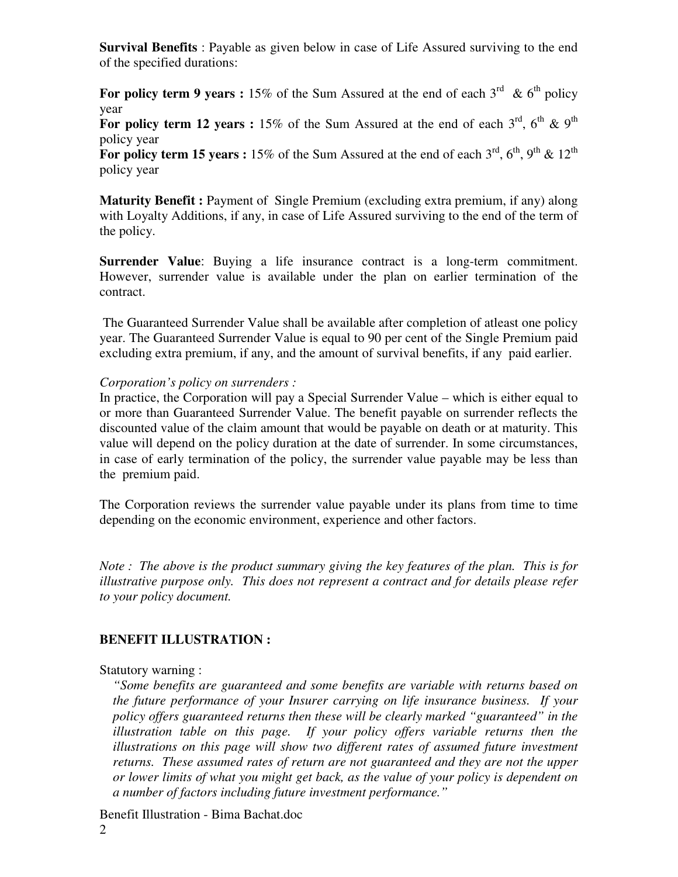**Survival Benefits** : Payable as given below in case of Life Assured surviving to the end of the specified durations:

**For policy term 9 years :** 15% of the Sum Assured at the end of each 3rd & 6th policy year
**For policy term 12 years :** 15% of the Sum Assured at the end of each 3rd, 6th & 9th policy year
**For policy term 15 years :** 15% of the Sum Assured at the end of each 3rd, 6th, 9th & 12th policy year

**Maturity Benefit :** Payment of Single Premium (excluding extra premium, if any) along with Loyalty Additions, if any, in case of Life Assured surviving to the end of the term of the policy.

**Surrender Value**: Buying a life insurance contract is a long-term commitment. However, surrender value is available under the plan on earlier termination of the contract.

The Guaranteed Surrender Value shall be available after completion of atleast one policy year. The Guaranteed Surrender Value is equal to 90 per cent of the Single Premium paid excluding extra premium, if any, and the amount of survival benefits, if any paid earlier.

*Corporation's policy on surrenders :*
In practice, the Corporation will pay a Special Surrender Value – which is either equal to or more than Guaranteed Surrender Value. The benefit payable on surrender reflects the discounted value of the claim amount that would be payable on death or at maturity. This value will depend on the policy duration at the date of surrender. In some circumstances, in case of early termination of the policy, the surrender value payable may be less than the premium paid.

The Corporation reviews the surrender value payable under its plans from time to time depending on the economic environment, experience and other factors.

*Note : The above is the product summary giving the key features of the plan. This is for illustrative purpose only. This does not represent a contract and for details please refer to your policy document.*

**BENEFIT ILLUSTRATION :**

Statutory warning :

*"Some benefits are guaranteed and some benefits are variable with returns based on the future performance of your Insurer carrying on life insurance business. If your policy offers guaranteed returns then these will be clearly marked "guaranteed" in the illustration table on this page. If your policy offers variable returns then the illustrations on this page will show two different rates of assumed future investment returns. These assumed rates of return are not guaranteed and they are not the upper or lower limits of what you might get back, as the value of your policy is dependent on a number of factors including future investment performance."*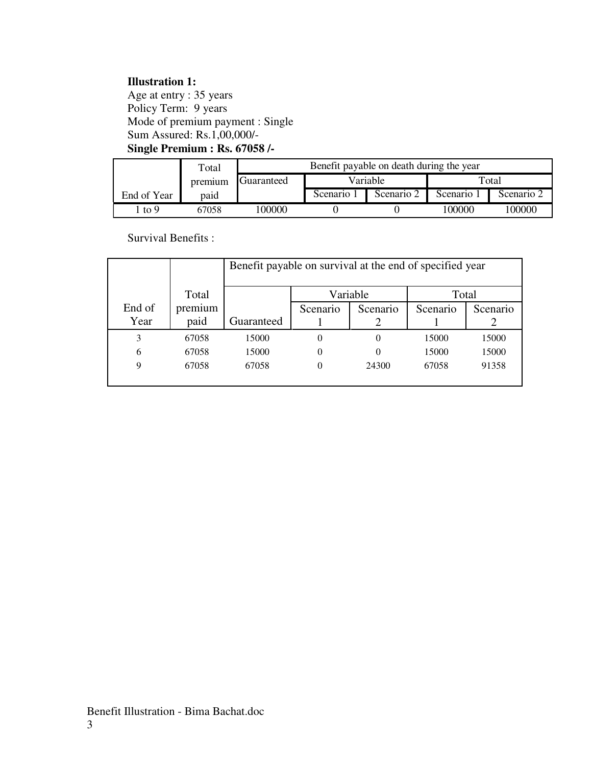**Illustration 1:**
Age at entry : 35 years
Policy Term: 9 years
Mode of premium payment : Single
Sum Assured: Rs.1,00,000/-
**Single Premium : Rs. 67058 /-**

| End of Year | Total premium paid | Benefit payable on death during the year | | | | |
|---|---|---|---|---|---|---|
| | | Guaranteed | Variable | | Total | |
| | | | Scenario 1 | Scenario 2 | Scenario 1 | Scenario 2 |
| 1 to 9 | 67058 | 100000 | 0 | 0 | 100000 | 100000 |

Survival Benefits :

| End of Year | Total premium paid | Benefit payable on survival at the end of specified year | | | | |
|---|---|---|---|---|---|---|
| | | Guaranteed | Variable | | Total | |
| | | | Scenario 1 | Scenario 2 | Scenario 1 | Scenario 2 |
| 3 | 67058 | 15000 | 0 | 0 | 15000 | 15000 |
| 6 | 67058 | 15000 | 0 | 0 | 15000 | 15000 |
| 9 | 67058 | 67058 | 0 | 24300 | 67058 | 91358 |

Benefit Illustration - Bima Bachat.doc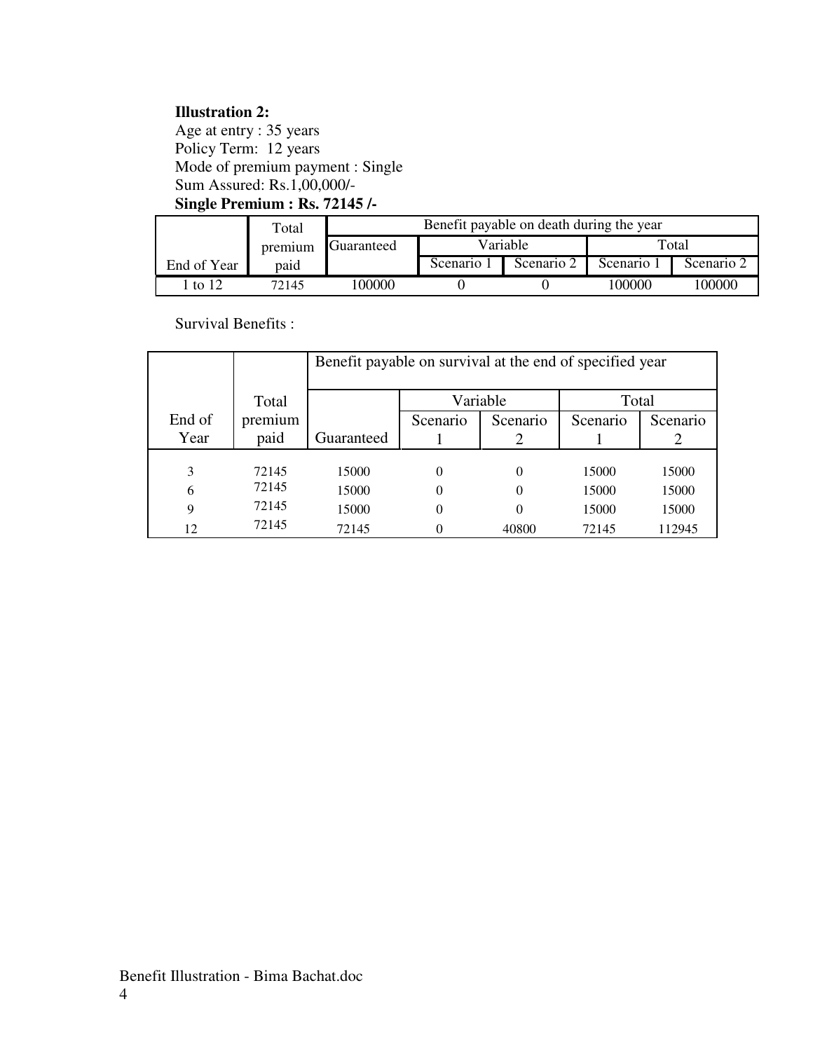**Illustration 2:**

Age at entry : 35 years

Policy Term: 12 years

Mode of premium payment : Single

Sum Assured: Rs.1,00,000/-

**Single Premium : Rs. 72145 /-**

| End of Year | Total premium paid | Benefit payable on death during the year | | | | |
|---|---|---|---|---|---|---|
| | | Guaranteed | Variable | | Total | |
| | | | Scenario 1 | Scenario 2 | Scenario 1 | Scenario 2 |
| 1 to 12 | 72145 | 100000 | 0 | 0 | 100000 | 100000 |

Survival Benefits :

| End of Year | Total premium paid | Benefit payable on survival at the end of specified year | | | | |
|---|---|---|---|---|---|---|
| | | Guaranteed | Variable | | Total | |
| | | | Scenario 1 | Scenario 2 | Scenario 1 | Scenario 2 |
| 3 | 72145 | 15000 | 0 | 0 | 15000 | 15000 |
| 6 | 72145 | 15000 | 0 | 0 | 15000 | 15000 |
| 9 | 72145 | 15000 | 0 | 0 | 15000 | 15000 |
| 12 | 72145 | 72145 | 0 | 40800 | 72145 | 112945 |

Benefit Illustration - Bima Bachat.doc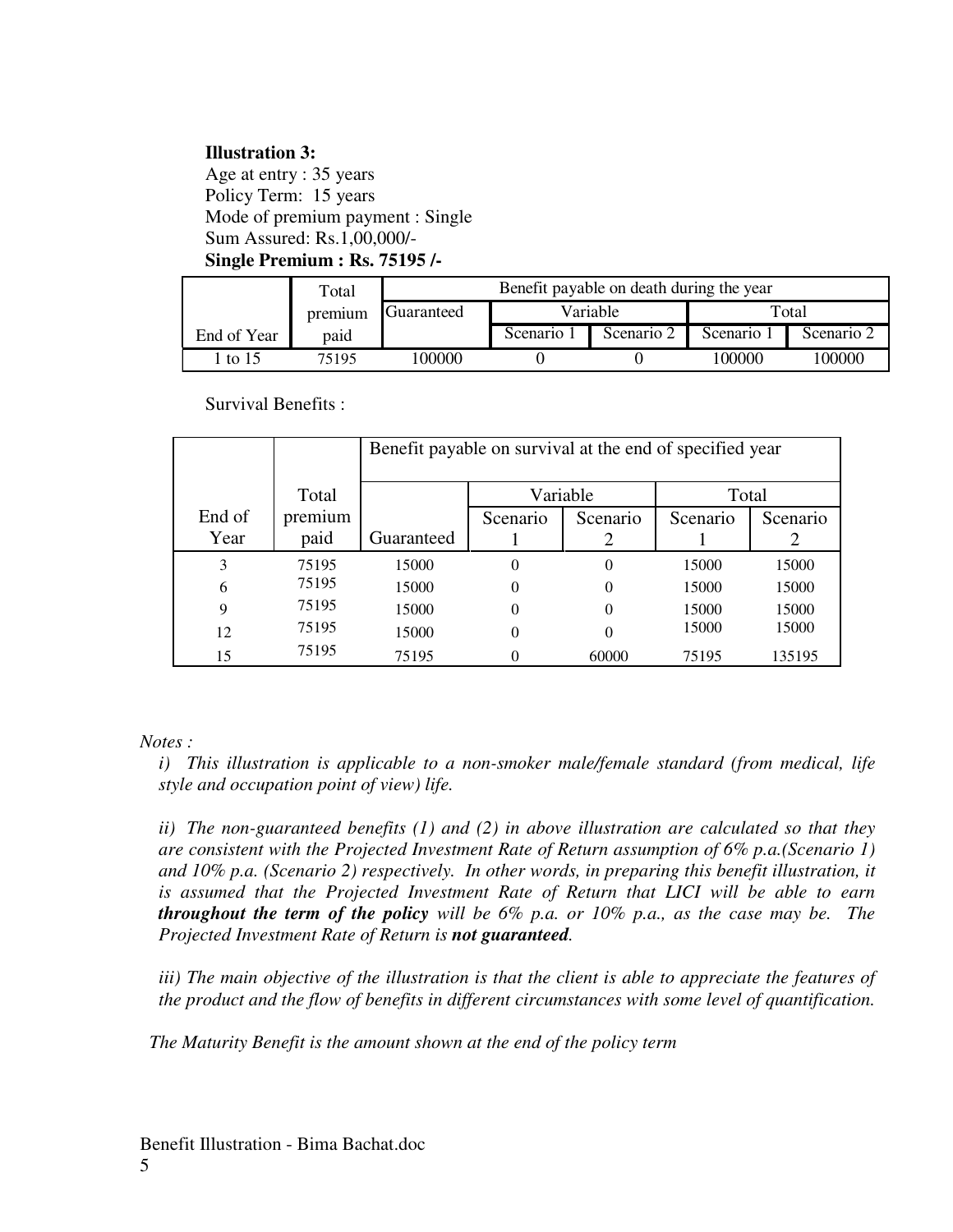**Illustration 3:**

Age at entry : 35 years

Policy Term: 15 years

Mode of premium payment : Single

Sum Assured: Rs.1,00,000/-

**Single Premium : Rs. 75195 /-**

| End of Year | Total premium paid | Benefit payable on death during the year | | | | |
|---|---|---|---|---|---|---|
| | | Guaranteed | Variable | | Total | |
| | | | Scenario 1 | Scenario 2 | Scenario 1 | Scenario 2 |
| 1 to 15 | 75195 | 100000 | 0 | 0 | 100000 | 100000 |

Survival Benefits :

| End of Year | Total premium paid | Benefit payable on survival at the end of specified year | | | | |
|---|---|---|---|---|---|---|
| | | Guaranteed | Variable | | Total | |
| | | | Scenario 1 | Scenario 2 | Scenario 1 | Scenario 2 |
| 3 | 75195 | 15000 | 0 | 0 | 15000 | 15000 |
| 6 | 75195 | 15000 | 0 | 0 | 15000 | 15000 |
| 9 | 75195 | 15000 | 0 | 0 | 15000 | 15000 |
| 12 | 75195 | 15000 | 0 | 0 | 15000 | 15000 |
| 15 | 75195 | 75195 | 0 | 60000 | 75195 | 135195 |

*Notes :*

*i) This illustration is applicable to a non-smoker male/female standard (from medical, life style and occupation point of view) life.*

*ii) The non-guaranteed benefits (1) and (2) in above illustration are calculated so that they are consistent with the Projected Investment Rate of Return assumption of 6% p.a.(Scenario 1) and 10% p.a. (Scenario 2) respectively. In other words, in preparing this benefit illustration, it is assumed that the Projected Investment Rate of Return that LICI will be able to earn* ***throughout the term of the policy*** *will be 6% p.a. or 10% p.a., as the case may be. The Projected Investment Rate of Return is* ***not guaranteed****.*

*iii) The main objective of the illustration is that the client is able to appreciate the features of the product and the flow of benefits in different circumstances with some level of quantification.*

*The Maturity Benefit is the amount shown at the end of the policy term*